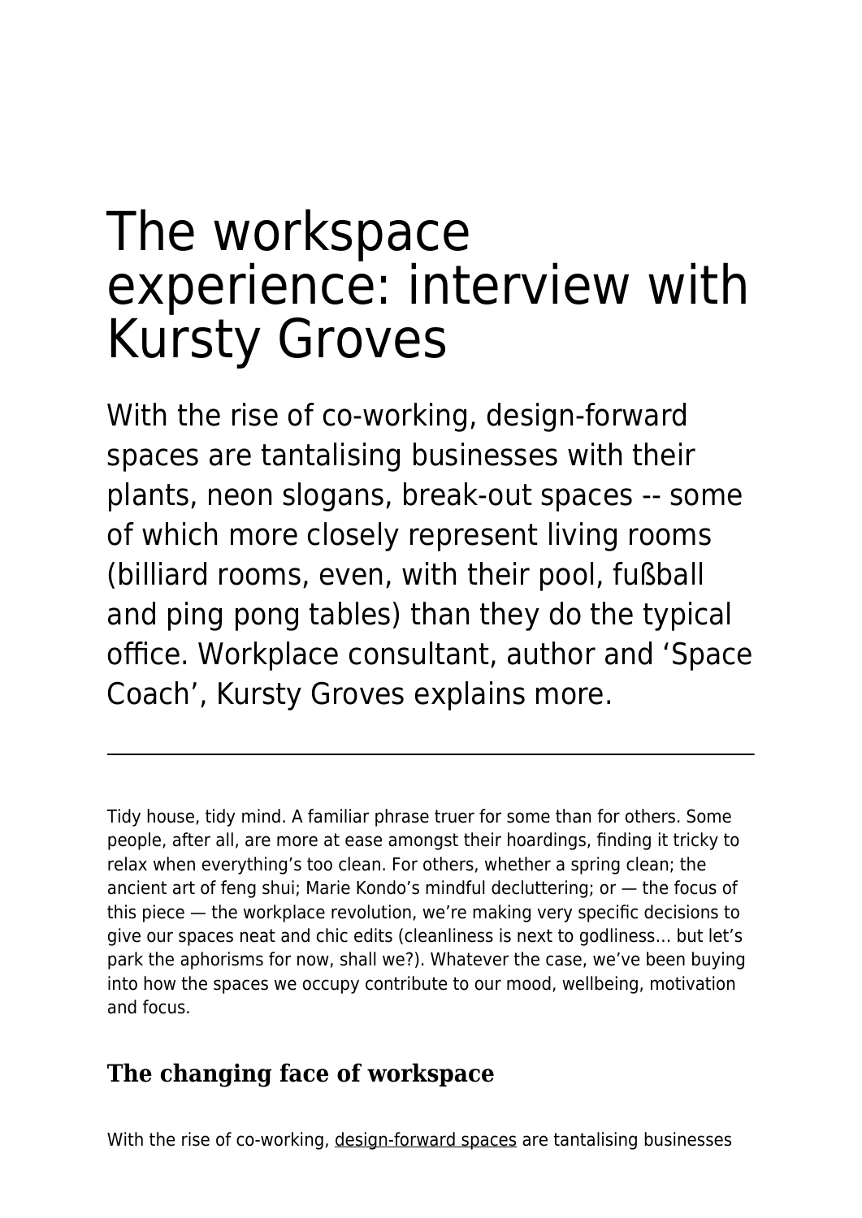# The workspace experience: interview with Kursty Groves

With the rise of co-working, design-forward spaces are tantalising businesses with their plants, neon slogans, break-out spaces -- some of which more closely represent living rooms (billiard rooms, even, with their pool, fußball and ping pong tables) than they do the typical office. Workplace consultant, author and 'Space Coach', Kursty Groves explains more.

---

Tidy house, tidy mind. A familiar phrase truer for some than for others. Some people, after all, are more at ease amongst their hoardings, finding it tricky to relax when everything's too clean. For others, whether a spring clean; the ancient art of feng shui; Marie Kondo's mindful decluttering; or — the focus of this piece — the workplace revolution, we're making very specific decisions to give our spaces neat and chic edits (cleanliness is next to godliness… but let's park the aphorisms for now, shall we?). Whatever the case, we've been buying into how the spaces we occupy contribute to our mood, wellbeing, motivation and focus.

## The changing face of workspace

With the rise of co-working, design-forward spaces are tantalising businesses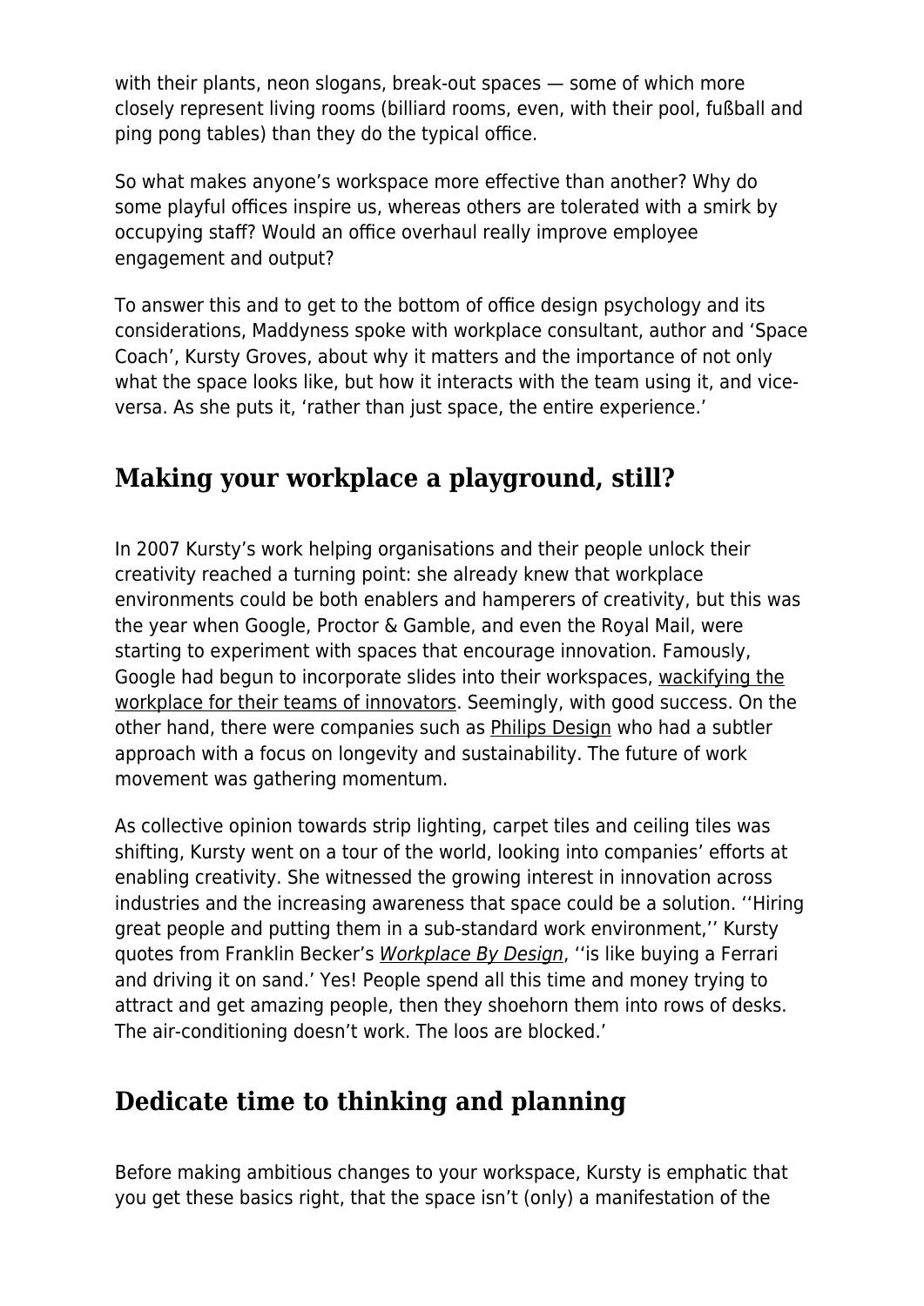with their plants, neon slogans, break-out spaces — some of which more closely represent living rooms (billiard rooms, even, with their pool, fußball and ping pong tables) than they do the typical office.

So what makes anyone's workspace more effective than another? Why do some playful offices inspire us, whereas others are tolerated with a smirk by occupying staff? Would an office overhaul really improve employee engagement and output?

To answer this and to get to the bottom of office design psychology and its considerations, Maddyness spoke with workplace consultant, author and 'Space Coach', Kursty Groves, about why it matters and the importance of not only what the space looks like, but how it interacts with the team using it, and vice-versa. As she puts it, 'rather than just space, the entire experience.'

## Making your workplace a playground, still?

In 2007 Kursty's work helping organisations and their people unlock their creativity reached a turning point: she already knew that workplace environments could be both enablers and hamperers of creativity, but this was the year when Google, Proctor & Gamble, and even the Royal Mail, were starting to experiment with spaces that encourage innovation. Famously, Google had begun to incorporate slides into their workspaces, wackifying the workplace for their teams of innovators. Seemingly, with good success. On the other hand, there were companies such as Philips Design who had a subtler approach with a focus on longevity and sustainability. The future of work movement was gathering momentum.

As collective opinion towards strip lighting, carpet tiles and ceiling tiles was shifting, Kursty went on a tour of the world, looking into companies' efforts at enabling creativity. She witnessed the growing interest in innovation across industries and the increasing awareness that space could be a solution. ''Hiring great people and putting them in a sub-standard work environment,'' Kursty quotes from Franklin Becker's *Workplace By Design*, ''is like buying a Ferrari and driving it on sand.' Yes! People spend all this time and money trying to attract and get amazing people, then they shoehorn them into rows of desks. The air-conditioning doesn't work. The loos are blocked.'

## Dedicate time to thinking and planning

Before making ambitious changes to your workspace, Kursty is emphatic that you get these basics right, that the space isn't (only) a manifestation of the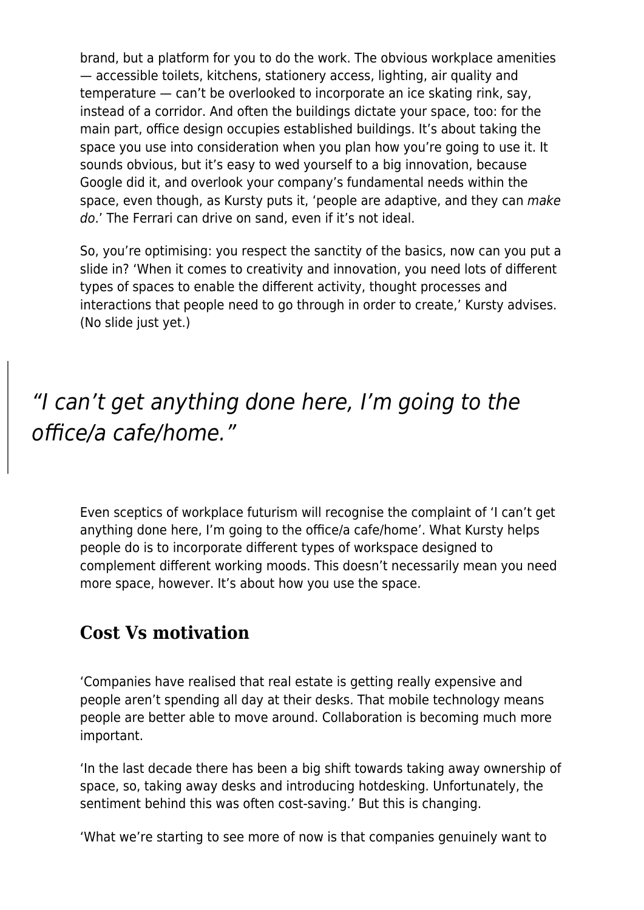brand, but a platform for you to do the work. The obvious workplace amenities — accessible toilets, kitchens, stationery access, lighting, air quality and temperature — can't be overlooked to incorporate an ice skating rink, say, instead of a corridor. And often the buildings dictate your space, too: for the main part, office design occupies established buildings. It's about taking the space you use into consideration when you plan how you're going to use it. It sounds obvious, but it's easy to wed yourself to a big innovation, because Google did it, and overlook your company's fundamental needs within the space, even though, as Kursty puts it, 'people are adaptive, and they can *make do*.' The Ferrari can drive on sand, even if it's not ideal.

So, you're optimising: you respect the sanctity of the basics, now can you put a slide in? 'When it comes to creativity and innovation, you need lots of different types of spaces to enable the different activity, thought processes and interactions that people need to go through in order to create,' Kursty advises. (No slide just yet.)

> *"I can't get anything done here, I'm going to the office/a cafe/home."*

Even sceptics of workplace futurism will recognise the complaint of 'I can't get anything done here, I'm going to the office/a cafe/home'. What Kursty helps people do is to incorporate different types of workspace designed to complement different working moods. This doesn't necessarily mean you need more space, however. It's about how you use the space.

## Cost Vs motivation

'Companies have realised that real estate is getting really expensive and people aren't spending all day at their desks. That mobile technology means people are better able to move around. Collaboration is becoming much more important.

'In the last decade there has been a big shift towards taking away ownership of space, so, taking away desks and introducing hotdesking. Unfortunately, the sentiment behind this was often cost-saving.' But this is changing.

'What we're starting to see more of now is that companies genuinely want to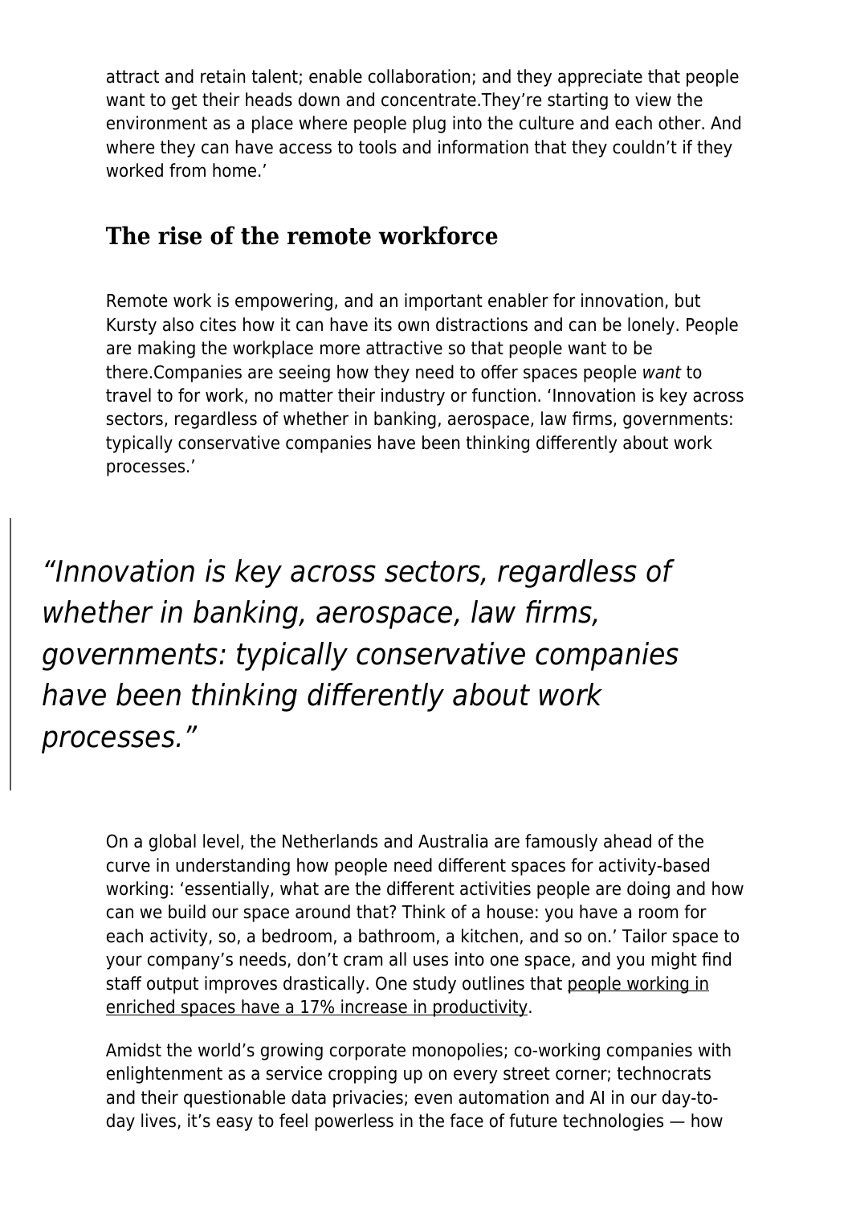attract and retain talent; enable collaboration; and they appreciate that people want to get their heads down and concentrate.They're starting to view the environment as a place where people plug into the culture and each other. And where they can have access to tools and information that they couldn't if they worked from home.'

## The rise of the remote workforce

Remote work is empowering, and an important enabler for innovation, but Kursty also cites how it can have its own distractions and can be lonely. People are making the workplace more attractive so that people want to be there.Companies are seeing how they need to offer spaces people *want* to travel to for work, no matter their industry or function. 'Innovation is key across sectors, regardless of whether in banking, aerospace, law firms, governments: typically conservative companies have been thinking differently about work processes.'

> *"Innovation is key across sectors, regardless of whether in banking, aerospace, law firms, governments: typically conservative companies have been thinking differently about work processes."*

On a global level, the Netherlands and Australia are famously ahead of the curve in understanding how people need different spaces for activity-based working: 'essentially, what are the different activities people are doing and how can we build our space around that? Think of a house: you have a room for each activity, so, a bedroom, a bathroom, a kitchen, and so on.' Tailor space to your company's needs, don't cram all uses into one space, and you might find staff output improves drastically. One study outlines that people working in enriched spaces have a 17% increase in productivity.

Amidst the world's growing corporate monopolies; co-working companies with enlightenment as a service cropping up on every street corner; technocrats and their questionable data privacies; even automation and AI in our day-to-day lives, it's easy to feel powerless in the face of future technologies — how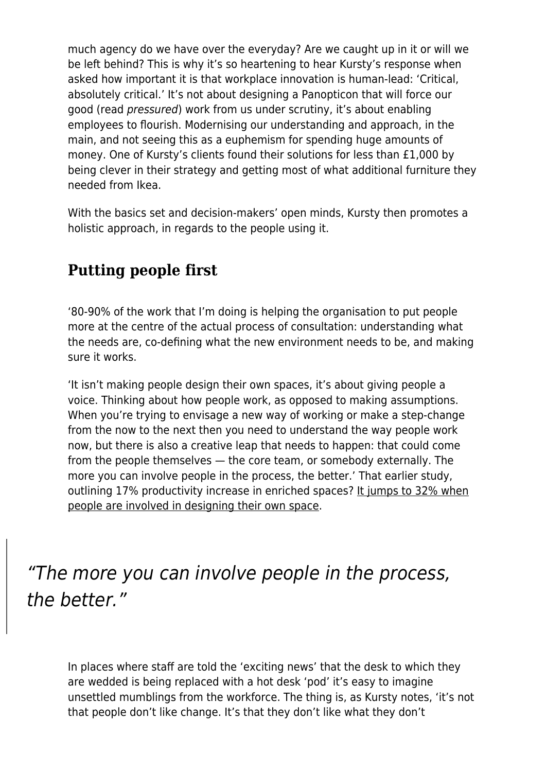much agency do we have over the everyday? Are we caught up in it or will we be left behind? This is why it's so heartening to hear Kursty's response when asked how important it is that workplace innovation is human-lead: 'Critical, absolutely critical.' It's not about designing a Panopticon that will force our good (read *pressured*) work from us under scrutiny, it's about enabling employees to flourish. Modernising our understanding and approach, in the main, and not seeing this as a euphemism for spending huge amounts of money. One of Kursty's clients found their solutions for less than £1,000 by being clever in their strategy and getting most of what additional furniture they needed from Ikea.

With the basics set and decision-makers' open minds, Kursty then promotes a holistic approach, in regards to the people using it.

## Putting people first

'80-90% of the work that I'm doing is helping the organisation to put people more at the centre of the actual process of consultation: understanding what the needs are, co-defining what the new environment needs to be, and making sure it works.

'It isn't making people design their own spaces, it's about giving people a voice. Thinking about how people work, as opposed to making assumptions. When you're trying to envisage a new way of working or make a step-change from the now to the next then you need to understand the way people work now, but there is also a creative leap that needs to happen: that could come from the people themselves — the core team, or somebody externally. The more you can involve people in the process, the better.' That earlier study, outlining 17% productivity increase in enriched spaces? It jumps to 32% when people are involved in designing their own space.

> *"The more you can involve people in the process, the better."*

In places where staff are told the 'exciting news' that the desk to which they are wedded is being replaced with a hot desk 'pod' it's easy to imagine unsettled mumblings from the workforce. The thing is, as Kursty notes, 'it's not that people don't like change. It's that they don't like what they don't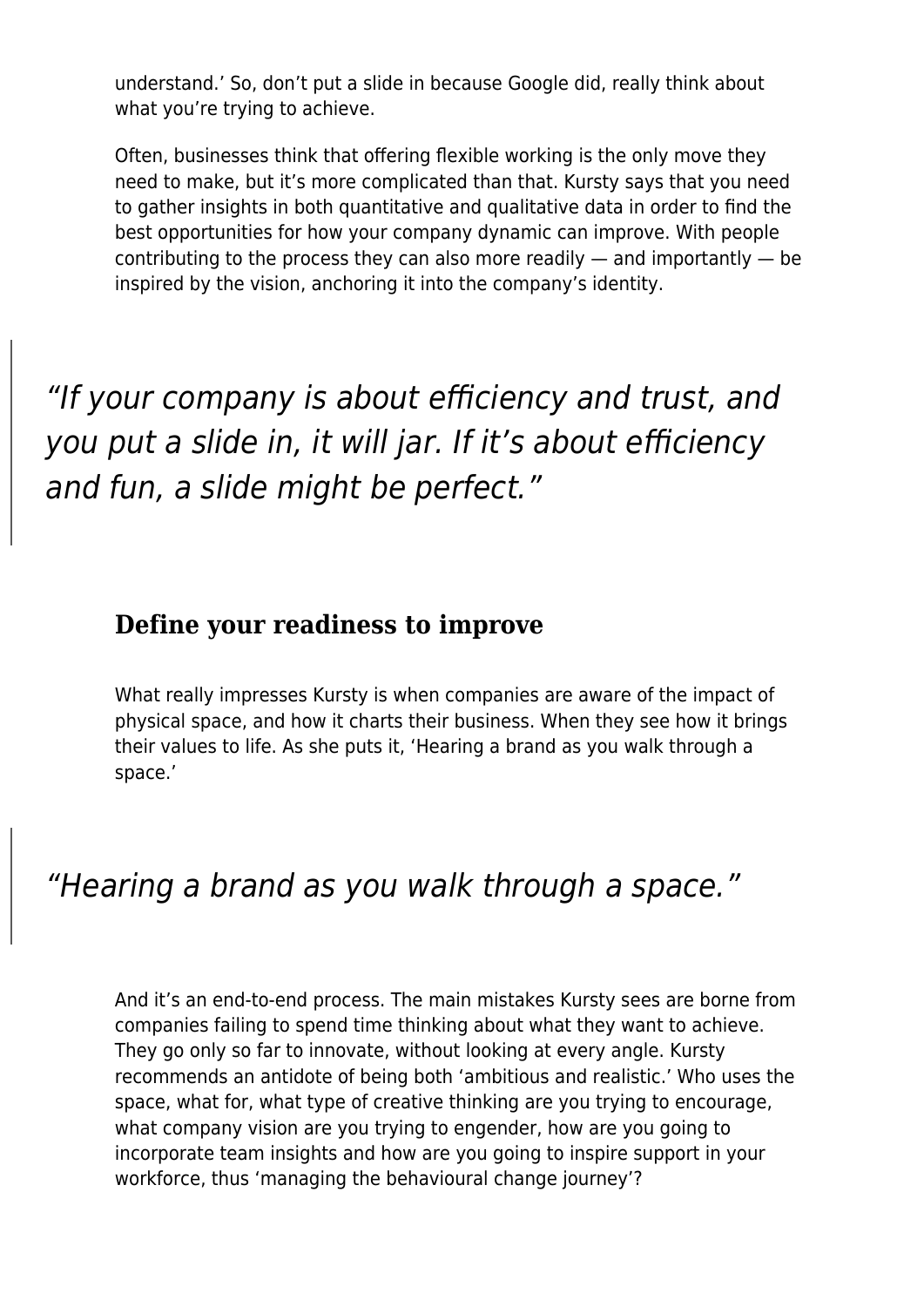understand.' So, don't put a slide in because Google did, really think about what you're trying to achieve.

Often, businesses think that offering flexible working is the only move they need to make, but it's more complicated than that. Kursty says that you need to gather insights in both quantitative and qualitative data in order to find the best opportunities for how your company dynamic can improve. With people contributing to the process they can also more readily — and importantly — be inspired by the vision, anchoring it into the company's identity.

> *"If your company is about efficiency and trust, and you put a slide in, it will jar. If it's about efficiency and fun, a slide might be perfect."*

### Define your readiness to improve

What really impresses Kursty is when companies are aware of the impact of physical space, and how it charts their business. When they see how it brings their values to life. As she puts it, 'Hearing a brand as you walk through a space.'

> *"Hearing a brand as you walk through a space."*

And it's an end-to-end process. The main mistakes Kursty sees are borne from companies failing to spend time thinking about what they want to achieve. They go only so far to innovate, without looking at every angle. Kursty recommends an antidote of being both 'ambitious and realistic.' Who uses the space, what for, what type of creative thinking are you trying to encourage, what company vision are you trying to engender, how are you going to incorporate team insights and how are you going to inspire support in your workforce, thus 'managing the behavioural change journey'?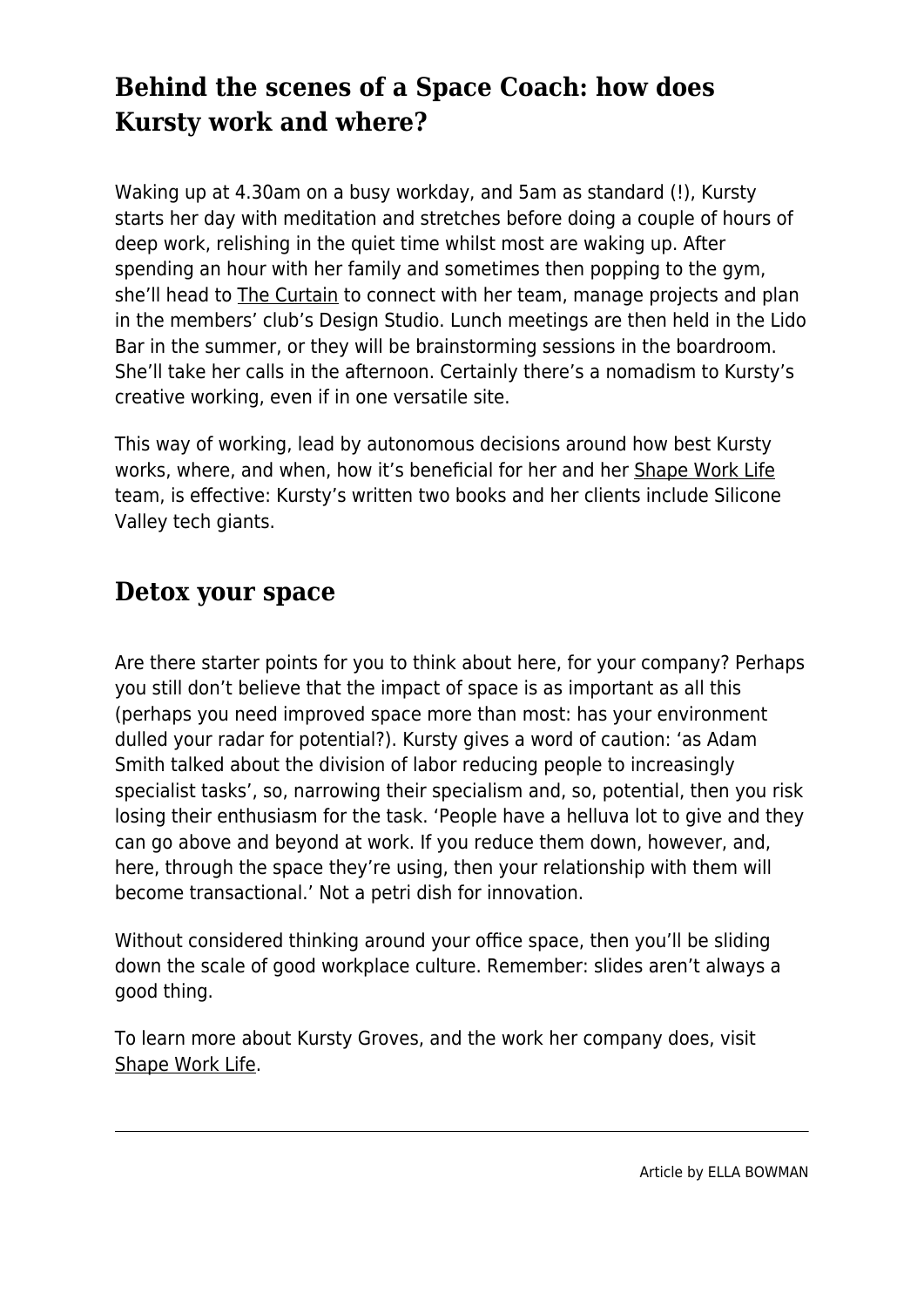## Behind the scenes of a Space Coach: how does Kursty work and where?

Waking up at 4.30am on a busy workday, and 5am as standard (!), Kursty starts her day with meditation and stretches before doing a couple of hours of deep work, relishing in the quiet time whilst most are waking up. After spending an hour with her family and sometimes then popping to the gym, she'll head to The Curtain to connect with her team, manage projects and plan in the members' club's Design Studio. Lunch meetings are then held in the Lido Bar in the summer, or they will be brainstorming sessions in the boardroom. She'll take her calls in the afternoon. Certainly there's a nomadism to Kursty's creative working, even if in one versatile site.

This way of working, lead by autonomous decisions around how best Kursty works, where, and when, how it's beneficial for her and her Shape Work Life team, is effective: Kursty's written two books and her clients include Silicone Valley tech giants.

## Detox your space

Are there starter points for you to think about here, for your company? Perhaps you still don't believe that the impact of space is as important as all this (perhaps you need improved space more than most: has your environment dulled your radar for potential?). Kursty gives a word of caution: 'as Adam Smith talked about the division of labor reducing people to increasingly specialist tasks', so, narrowing their specialism and, so, potential, then you risk losing their enthusiasm for the task. 'People have a helluva lot to give and they can go above and beyond at work. If you reduce them down, however, and, here, through the space they're using, then your relationship with them will become transactional.' Not a petri dish for innovation.

Without considered thinking around your office space, then you'll be sliding down the scale of good workplace culture. Remember: slides aren't always a good thing.

To learn more about Kursty Groves, and the work her company does, visit Shape Work Life.

---

Article by ELLA BOWMAN